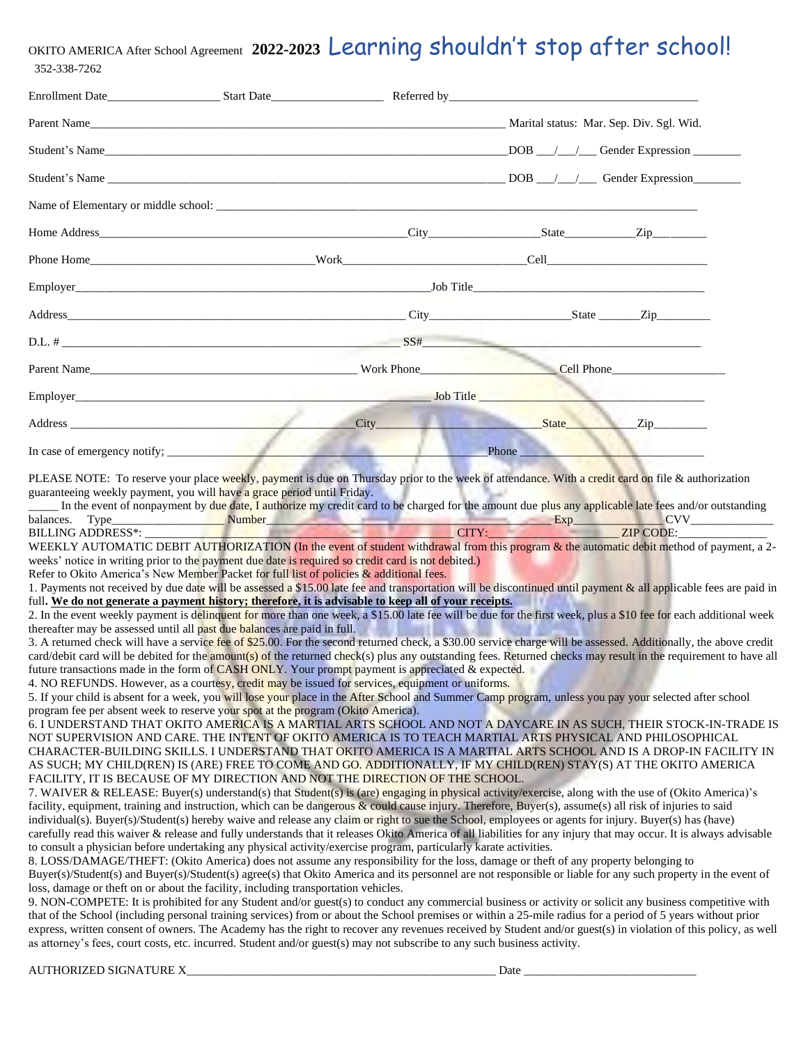OKITO AMERICA After School Agreement **2022-2023** Learning shouldn't stop after school!

352-338-7262

Enrollment Date__________________ Start Date__________________ Referred by_________________________________________

Parent Name_________________________________________________________________________ Marital status: Mar. Sep. Div. Sgl. Wid.

Student's Name_______________________________________________________________________DOB ___/___/___ Gender Expression ________

Student's Name _______________________________________________________________________ DOB ___/___/___ Gender Expression________

Name of Elementary or middle school: ________________________________________________________________________________

Home Address____________________________________________________City__________________State___________Zip__________

Phone Home_____________________________________Work_____________________________Cell___________________________

Employer________________________________________________________________Job Title_________________________________________

Address_______________________________________________________________ City______________________State _______Zip_________

D.L. # _________________________________________________________ SS#___________________________________________________

Parent Name____________________________________________ Work Phone______________________ Cell Phone___________________

Employer_______________________________________________________________ Job Title _________________________________________

Address _____________________________________________City_____________________________State___________Zip_________

In case of emergency notify; ________________________________________________________Phone ______________________________

PLEASE NOTE: To reserve your place weekly, payment is due on Thursday prior to the week of attendance. With a credit card on file & authorization guaranteeing weekly payment, you will have a grace period until Friday.

_____ In the event of nonpayment by due date, I authorize my credit card to be charged for the amount due plus any applicable late fees and/or outstanding balances. Type__________________ Number_____________________________________________ Exp_______________ CVV______________

BILLING ADDRESS*: ________________________________________________ CITY:_________________________ ZIP CODE:_______________

WEEKLY AUTOMATIC DEBIT AUTHORIZATION (In the event of student withdrawal from this program & the automatic debit method of payment, a 2-weeks' notice in writing prior to the payment due date is required so credit card is not debited.)

Refer to Okito America's New Member Packet for full list of policies & additional fees.

1. Payments not received by due date will be assessed a $15.00 late fee and transportation will be discontinued until payment & all applicable fees are paid in full**. <u>We do not generate a payment history; therefore, it is advisable to keep all of your receipts.</u>**
2. In the event weekly payment is delinquent for more than one week, a $15.00 late fee will be due for the first week, plus a $10 fee for each additional week thereafter may be assessed until all past due balances are paid in full.
3. A returned check will have a service fee of $25.00. For the second returned check, a $30.00 service charge will be assessed. Additionally, the above credit card/debit card will be debited for the amount(s) of the returned check(s) plus any outstanding fees. Returned checks may result in the requirement to have all future transactions made in the form of CASH ONLY. Your prompt payment is appreciated & expected.
4. NO REFUNDS. However, as a courtesy, credit may be issued for services, equipment or uniforms.
5. If your child is absent for a week, you will lose your place in the After School and Summer Camp program, unless you pay your selected after school program fee per absent week to reserve your spot at the program (Okito America).
6. I UNDERSTAND THAT OKITO AMERICA IS A MARTIAL ARTS SCHOOL AND NOT A DAYCARE IN AS SUCH, THEIR STOCK-IN-TRADE IS NOT SUPERVISION AND CARE. THE INTENT OF OKITO AMERICA IS TO TEACH MARTIAL ARTS PHYSICAL AND PHILOSOPHICAL CHARACTER-BUILDING SKILLS. I UNDERSTAND THAT OKITO AMERICA IS A MARTIAL ARTS SCHOOL AND IS A DROP-IN FACILITY IN AS SUCH; MY CHILD(REN) IS (ARE) FREE TO COME AND GO. ADDITIONALLY, IF MY CHILD(REN) STAY(S) AT THE OKITO AMERICA FACILITY, IT IS BECAUSE OF MY DIRECTION AND NOT THE DIRECTION OF THE SCHOOL.
7. WAIVER & RELEASE: Buyer(s) understand(s) that Student(s) is (are) engaging in physical activity/exercise, along with the use of (Okito America)'s facility, equipment, training and instruction, which can be dangerous & could cause injury. Therefore, Buyer(s), assume(s) all risk of injuries to said individual(s). Buyer(s)/Student(s) hereby waive and release any claim or right to sue the School, employees or agents for injury. Buyer(s) has (have) carefully read this waiver & release and fully understands that it releases Okito America of all liabilities for any injury that may occur. It is always advisable to consult a physician before undertaking any physical activity/exercise program, particularly karate activities.
8. LOSS/DAMAGE/THEFT: (Okito America) does not assume any responsibility for the loss, damage or theft of any property belonging to Buyer(s)/Student(s) and Buyer(s)/Student(s) agree(s) that Okito America and its personnel are not responsible or liable for any such property in the event of loss, damage or theft on or about the facility, including transportation vehicles.
9. NON-COMPETE: It is prohibited for any Student and/or guest(s) to conduct any commercial business or activity or solicit any business competitive with that of the School (including personal training services) from or about the School premises or within a 25-mile radius for a period of 5 years without prior express, written consent of owners. The Academy has the right to recover any revenues received by Student and/or guest(s) in violation of this policy, as well as attorney's fees, court costs, etc. incurred. Student and/or guest(s) may not subscribe to any such business activity.

AUTHORIZED SIGNATURE X_____________________________________________________ Date _____________________________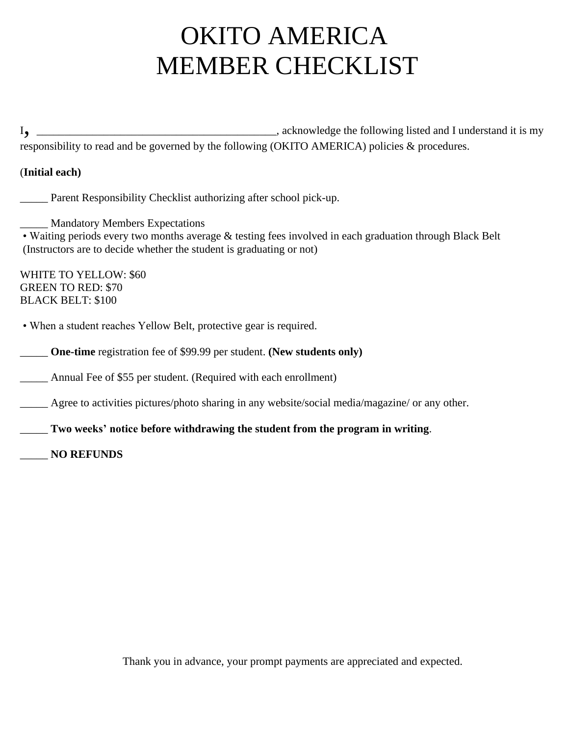# OKITO AMERICA
# MEMBER CHECKLIST

I, __________________________________________, acknowledge the following listed and I understand it is my responsibility to read and be governed by the following (OKITO AMERICA) policies & procedures.

(**Initial each)**

_____ Parent Responsibility Checklist authorizing after school pick-up.

_____ Mandatory Members Expectations
• Waiting periods every two months average & testing fees involved in each graduation through Black Belt (Instructors are to decide whether the student is graduating or not)

WHITE TO YELLOW: $60
GREEN TO RED: $70
BLACK BELT: $100

• When a student reaches Yellow Belt, protective gear is required.

_____ **One-time** registration fee of $99.99 per student. **(New students only)**

_____ Annual Fee of $55 per student. (Required with each enrollment)

_____ Agree to activities pictures/photo sharing in any website/social media/magazine/ or any other.

_____ **Two weeks' notice before withdrawing the student from the program in writing**.

_____ **NO REFUNDS**

Thank you in advance, your prompt payments are appreciated and expected.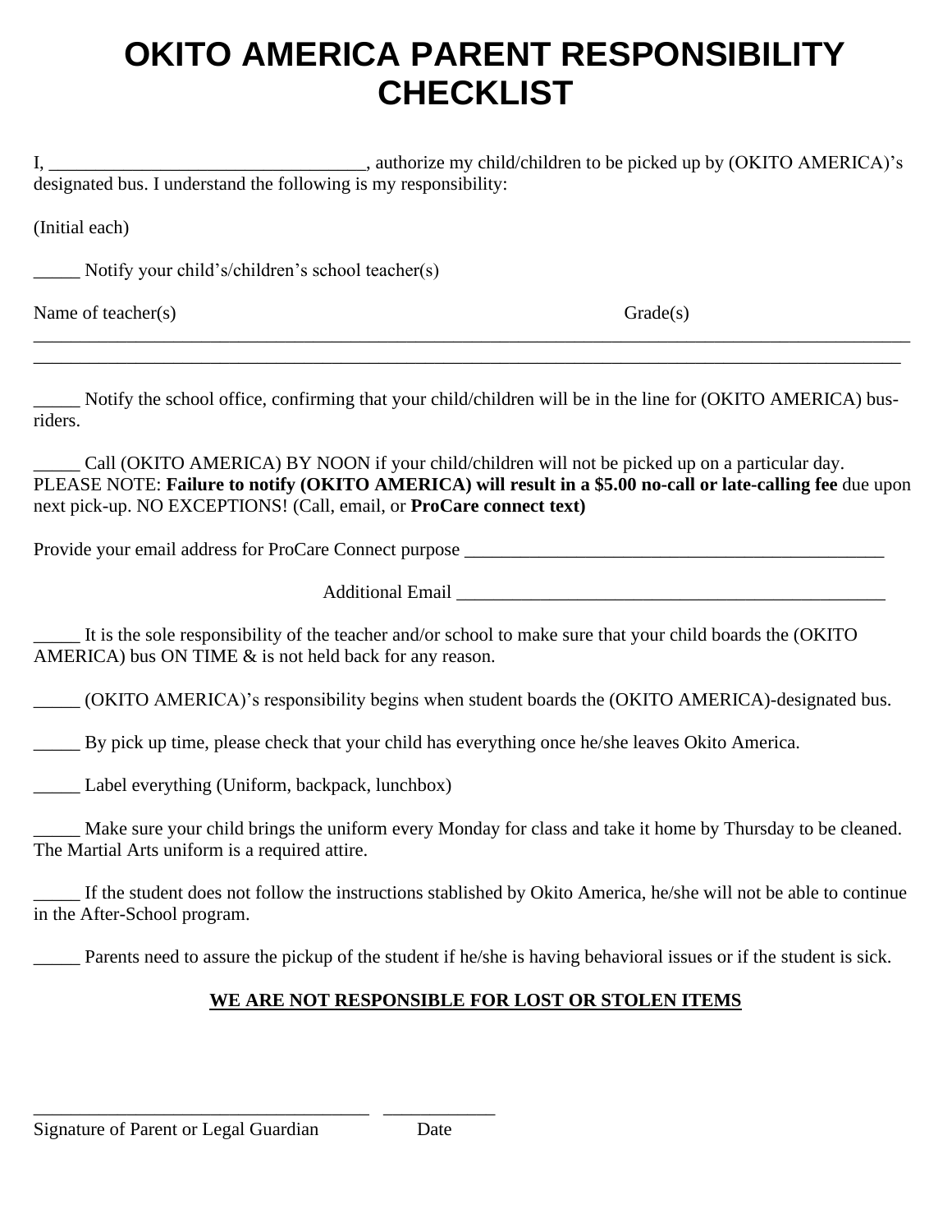# OKITO AMERICA PARENT RESPONSIBILITY CHECKLIST

I, ________________________________, authorize my child/children to be picked up by (OKITO AMERICA)'s designated bus. I understand the following is my responsibility:

(Initial each)

_____ Notify your child's/children's school teacher(s)

Name of teacher(s) Grade(s)

______________________________________________________________________________________________

______________________________________________________________________________________________

_____ Notify the school office, confirming that your child/children will be in the line for (OKITO AMERICA) bus-riders.

_____ Call (OKITO AMERICA) BY NOON if your child/children will not be picked up on a particular day. PLEASE NOTE: **Failure to notify (OKITO AMERICA) will result in a $5.00 no-call or late-calling fee** due upon next pick-up. NO EXCEPTIONS! (Call, email, or **ProCare connect text)**

Provide your email address for ProCare Connect purpose ______________________________________________

Additional Email ______________________________________________

_____ It is the sole responsibility of the teacher and/or school to make sure that your child boards the (OKITO AMERICA) bus ON TIME & is not held back for any reason.

_____ (OKITO AMERICA)'s responsibility begins when student boards the (OKITO AMERICA)-designated bus.

_____ By pick up time, please check that your child has everything once he/she leaves Okito America.

_____ Label everything (Uniform, backpack, lunchbox)

_____ Make sure your child brings the uniform every Monday for class and take it home by Thursday to be cleaned. The Martial Arts uniform is a required attire.

_____ If the student does not follow the instructions stablished by Okito America, he/she will not be able to continue in the After-School program.

_____ Parents need to assure the pickup of the student if he/she is having behavioral issues or if the student is sick.

**<u>WE ARE NOT RESPONSIBLE FOR LOST OR STOLEN ITEMS</u>**

___________________________________ ____________

Signature of Parent or Legal Guardian Date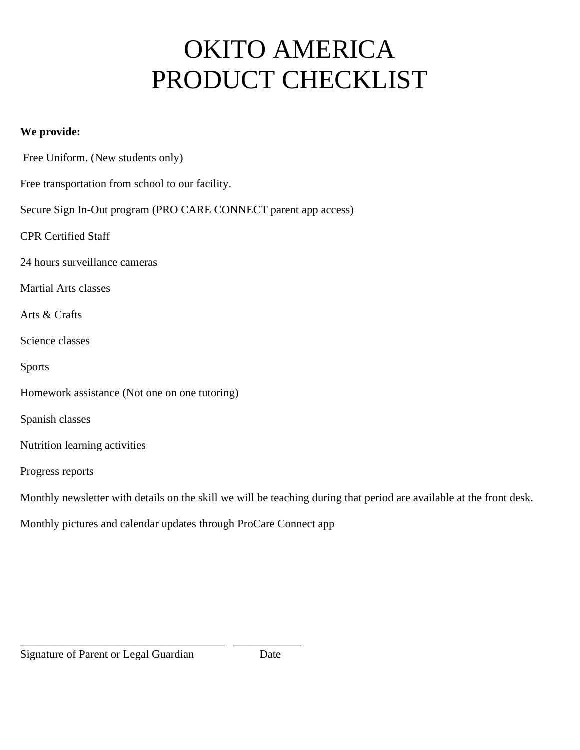# OKITO AMERICA
# PRODUCT CHECKLIST

**We provide:**

Free Uniform. (New students only)

Free transportation from school to our facility.

Secure Sign In-Out program (PRO CARE CONNECT parent app access)

CPR Certified Staff

24 hours surveillance cameras

Martial Arts classes

Arts & Crafts

Science classes

Sports

Homework assistance (Not one on one tutoring)

Spanish classes

Nutrition learning activities

Progress reports

Monthly newsletter with details on the skill we will be teaching during that period are available at the front desk.

Monthly pictures and calendar updates through ProCare Connect app

___________________________________ ____________

Signature of Parent or Legal Guardian Date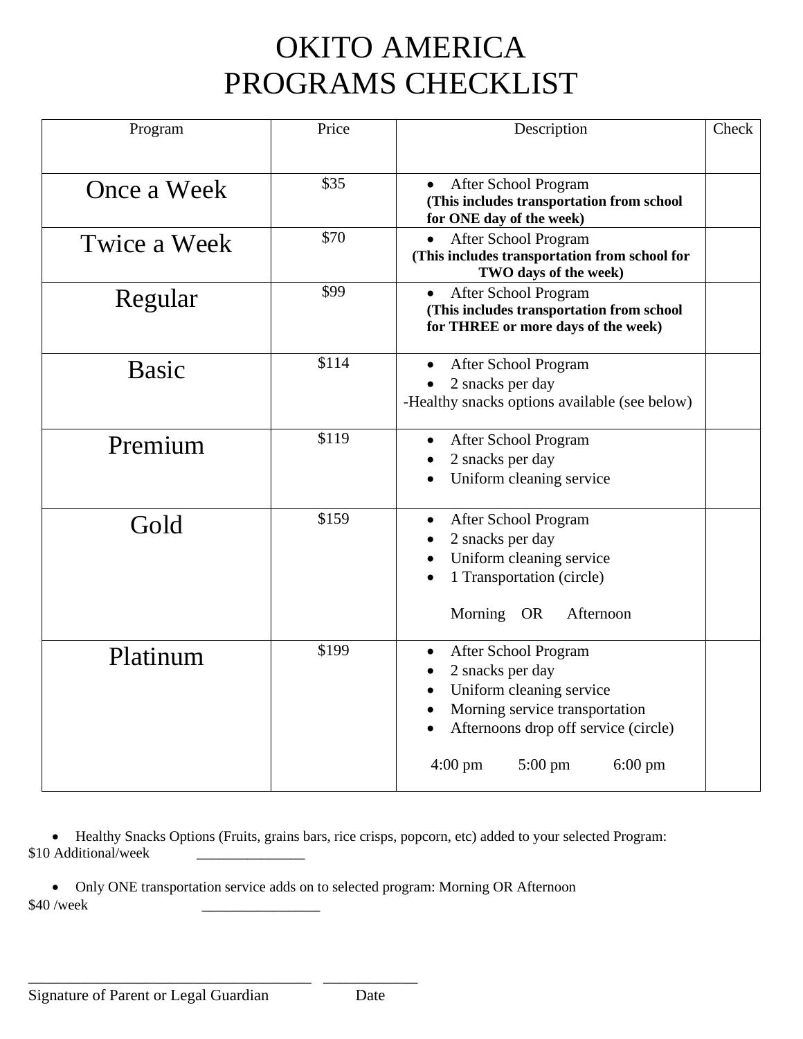# OKITO AMERICA
# PROGRAMS CHECKLIST

| Program | Price | Description | Check |
|---|---|---|---|
| Once a Week | $35 | • After School Program<br>**(This includes transportation from school for ONE day of the week)** | |
| Twice a Week | $70 | • After School Program<br>**(This includes transportation from school for TWO days of the week)** | |
| Regular | $99 | • After School Program<br>**(This includes transportation from school for THREE or more days of the week)** | |
| Basic | $114 | • After School Program<br>• 2 snacks per day<br>-Healthy snacks options available (see below) | |
| Premium | $119 | • After School Program<br>• 2 snacks per day<br>• Uniform cleaning service | |
| Gold | $159 | • After School Program<br>• 2 snacks per day<br>• Uniform cleaning service<br>• 1 Transportation (circle)<br>Morning OR Afternoon | |
| Platinum | $199 | • After School Program<br>• 2 snacks per day<br>• Uniform cleaning service<br>• Morning service transportation<br>• Afternoons drop off service (circle)<br>4:00 pm 5:00 pm 6:00 pm | |

- Healthy Snacks Options (Fruits, grains bars, rice crisps, popcorn, etc) added to your selected Program:

$10 Additional/week _______________

- Only ONE transportation service adds on to selected program: Morning OR Afternoon

$40 /week ________________

_____________________________________ ____________

Signature of Parent or Legal Guardian Date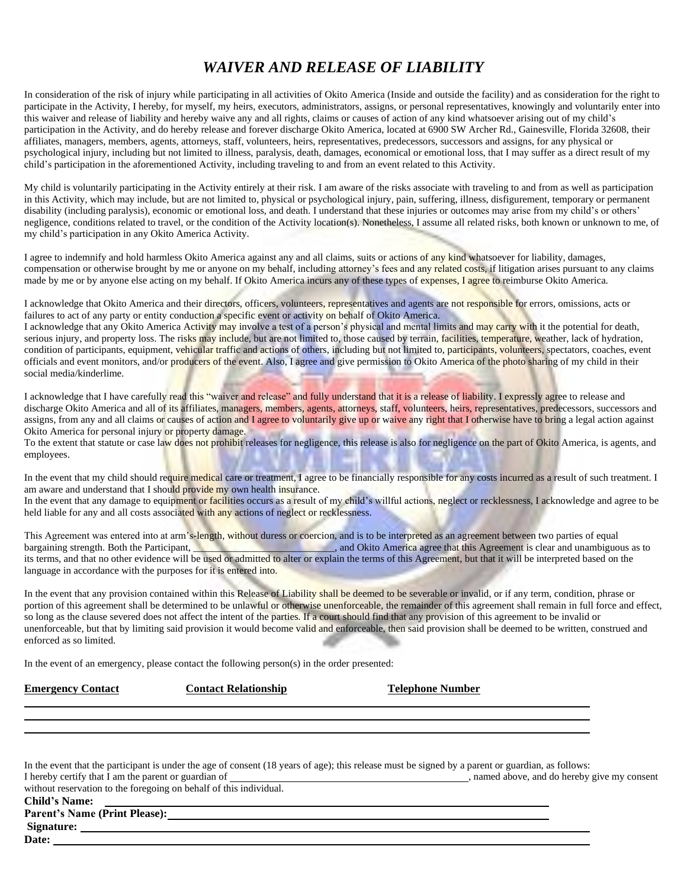# *WAIVER AND RELEASE OF LIABILITY*

In consideration of the risk of injury while participating in all activities of Okito America (Inside and outside the facility) and as consideration for the right to participate in the Activity, I hereby, for myself, my heirs, executors, administrators, assigns, or personal representatives, knowingly and voluntarily enter into this waiver and release of liability and hereby waive any and all rights, claims or causes of action of any kind whatsoever arising out of my child's participation in the Activity, and do hereby release and forever discharge Okito America, located at 6900 SW Archer Rd., Gainesville, Florida 32608, their affiliates, managers, members, agents, attorneys, staff, volunteers, heirs, representatives, predecessors, successors and assigns, for any physical or psychological injury, including but not limited to illness, paralysis, death, damages, economical or emotional loss, that I may suffer as a direct result of my child's participation in the aforementioned Activity, including traveling to and from an event related to this Activity.

My child is voluntarily participating in the Activity entirely at their risk. I am aware of the risks associate with traveling to and from as well as participation in this Activity, which may include, but are not limited to, physical or psychological injury, pain, suffering, illness, disfigurement, temporary or permanent disability (including paralysis), economic or emotional loss, and death. I understand that these injuries or outcomes may arise from my child's or others' negligence, conditions related to travel, or the condition of the Activity location(s). Nonetheless, I assume all related risks, both known or unknown to me, of my child's participation in any Okito America Activity.

I agree to indemnify and hold harmless Okito America against any and all claims, suits or actions of any kind whatsoever for liability, damages, compensation or otherwise brought by me or anyone on my behalf, including attorney's fees and any related costs, if litigation arises pursuant to any claims made by me or by anyone else acting on my behalf. If Okito America incurs any of these types of expenses, I agree to reimburse Okito America.

I acknowledge that Okito America and their directors, officers, volunteers, representatives and agents are not responsible for errors, omissions, acts or failures to act of any party or entity conduction a specific event or activity on behalf of Okito America.
I acknowledge that any Okito America Activity may involve a test of a person's physical and mental limits and may carry with it the potential for death, serious injury, and property loss. The risks may include, but are not limited to, those caused by terrain, facilities, temperature, weather, lack of hydration, condition of participants, equipment, vehicular traffic and actions of others, including but not limited to, participants, volunteers, spectators, coaches, event officials and event monitors, and/or producers of the event. Also, I agree and give permission to Okito America of the photo sharing of my child in their social media/kinderlime.

I acknowledge that I have carefully read this "waiver and release" and fully understand that it is a release of liability. I expressly agree to release and discharge Okito America and all of its affiliates, managers, members, agents, attorneys, staff, volunteers, heirs, representatives, predecessors, successors and assigns, from any and all claims or causes of action and I agree to voluntarily give up or waive any right that I otherwise have to bring a legal action against Okito America for personal injury or property damage.
To the extent that statute or case law does not prohibit releases for negligence, this release is also for negligence on the part of Okito America, is agents, and employees.

In the event that my child should require medical care or treatment, I agree to be financially responsible for any costs incurred as a result of such treatment. I am aware and understand that I should provide my own health insurance.
In the event that any damage to equipment or facilities occurs as a result of my child's willful actions, neglect or recklessness, I acknowledge and agree to be held liable for any and all costs associated with any actions of neglect or recklessness.

This Agreement was entered into at arm's-length, without duress or coercion, and is to be interpreted as an agreement between two parties of equal bargaining strength. Both the Participant, ____________________________, and Okito America agree that this Agreement is clear and unambiguous as to its terms, and that no other evidence will be used or admitted to alter or explain the terms of this Agreement, but that it will be interpreted based on the language in accordance with the purposes for it is entered into.

In the event that any provision contained within this Release of Liability shall be deemed to be severable or invalid, or if any term, condition, phrase or portion of this agreement shall be determined to be unlawful or otherwise unenforceable, the remainder of this agreement shall remain in full force and effect, so long as the clause severed does not affect the intent of the parties. If a court should find that any provision of this agreement to be invalid or unenforceable, but that by limiting said provision it would become valid and enforceable, then said provision shall be deemed to be written, construed and enforced as so limited.

In the event of an emergency, please contact the following person(s) in the order presented:

| **Emergency Contact** | **Contact Relationship** | **Telephone Number** |
|---|---|---|
| | | |
| | | |
| | | |

In the event that the participant is under the age of consent (18 years of age); this release must be signed by a parent or guardian, as follows:
I hereby certify that I am the parent or guardian of ____________________________, named above, and do hereby give my consent without reservation to the foregoing on behalf of this individual.

**Child's Name:** ____________________________

**Parent's Name (Print Please):** ____________________________

**Signature:** ____________________________

**Date:** ____________________________